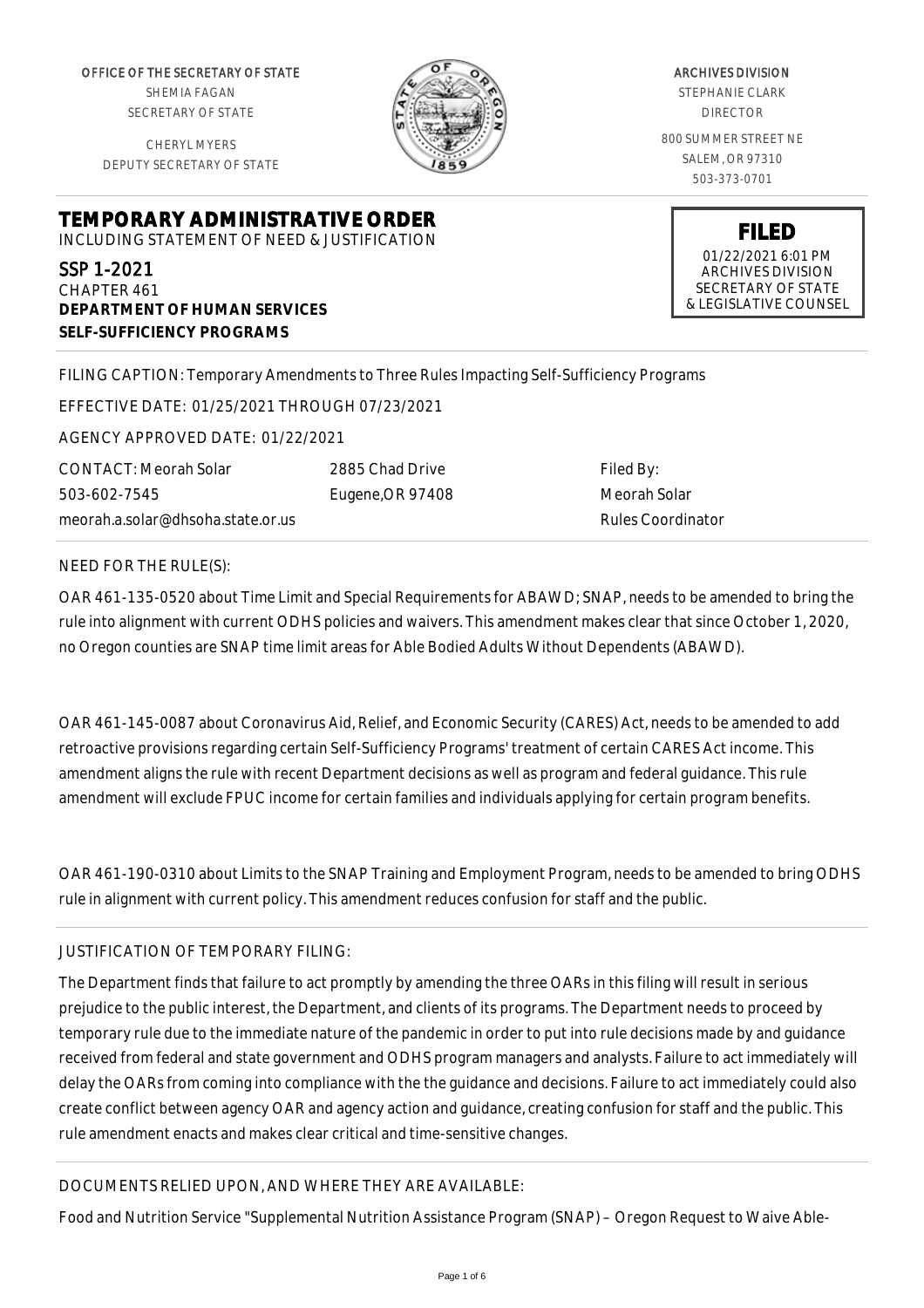OFFICE OF THE SECRETARY OF STATE
SHEMIA FAGAN
SECRETARY OF STATE

CHERYL MYERS
DEPUTY SECRETARY OF STATE

ARCHIVES DIVISION
STEPHANIE CLARK
DIRECTOR

800 SUMMER STREET NE
SALEM, OR 97310
503-373-0701

**FILED**
01/22/2021 6:01 PM
ARCHIVES DIVISION
SECRETARY OF STATE
& LEGISLATIVE COUNSEL

# TEMPORARY ADMINISTRATIVE ORDER

INCLUDING STATEMENT OF NEED & JUSTIFICATION

SSP 1-2021
CHAPTER 461
**DEPARTMENT OF HUMAN SERVICES**
**SELF-SUFFICIENCY PROGRAMS**

FILING CAPTION: Temporary Amendments to Three Rules Impacting Self-Sufficiency Programs

EFFECTIVE DATE: 01/25/2021 THROUGH 07/23/2021

AGENCY APPROVED DATE: 01/22/2021

CONTACT: Meorah Solar
503-602-7545
meorah.a.solar@dhsoha.state.or.us

2885 Chad Drive
Eugene,OR 97408

Filed By:
Meorah Solar
Rules Coordinator

NEED FOR THE RULE(S):

OAR 461-135-0520 about Time Limit and Special Requirements for ABAWD; SNAP, needs to be amended to bring the rule into alignment with current ODHS policies and waivers. This amendment makes clear that since October 1, 2020, no Oregon counties are SNAP time limit areas for Able Bodied Adults Without Dependents (ABAWD).

OAR 461-145-0087 about Coronavirus Aid, Relief, and Economic Security (CARES) Act, needs to be amended to add retroactive provisions regarding certain Self-Sufficiency Programs' treatment of certain CARES Act income. This amendment aligns the rule with recent Department decisions as well as program and federal guidance. This rule amendment will exclude FPUC income for certain families and individuals applying for certain program benefits.

OAR 461-190-0310 about Limits to the SNAP Training and Employment Program, needs to be amended to bring ODHS rule in alignment with current policy. This amendment reduces confusion for staff and the public.

JUSTIFICATION OF TEMPORARY FILING:

The Department finds that failure to act promptly by amending the three OARs in this filing will result in serious prejudice to the public interest, the Department, and clients of its programs. The Department needs to proceed by temporary rule due to the immediate nature of the pandemic in order to put into rule decisions made by and guidance received from federal and state government and ODHS program managers and analysts. Failure to act immediately will delay the OARs from coming into compliance with the the guidance and decisions. Failure to act immediately could also create conflict between agency OAR and agency action and guidance, creating confusion for staff and the public. This rule amendment enacts and makes clear critical and time-sensitive changes.

DOCUMENTS RELIED UPON, AND WHERE THEY ARE AVAILABLE:

Food and Nutrition Service "Supplemental Nutrition Assistance Program (SNAP) – Oregon Request to Waive Able-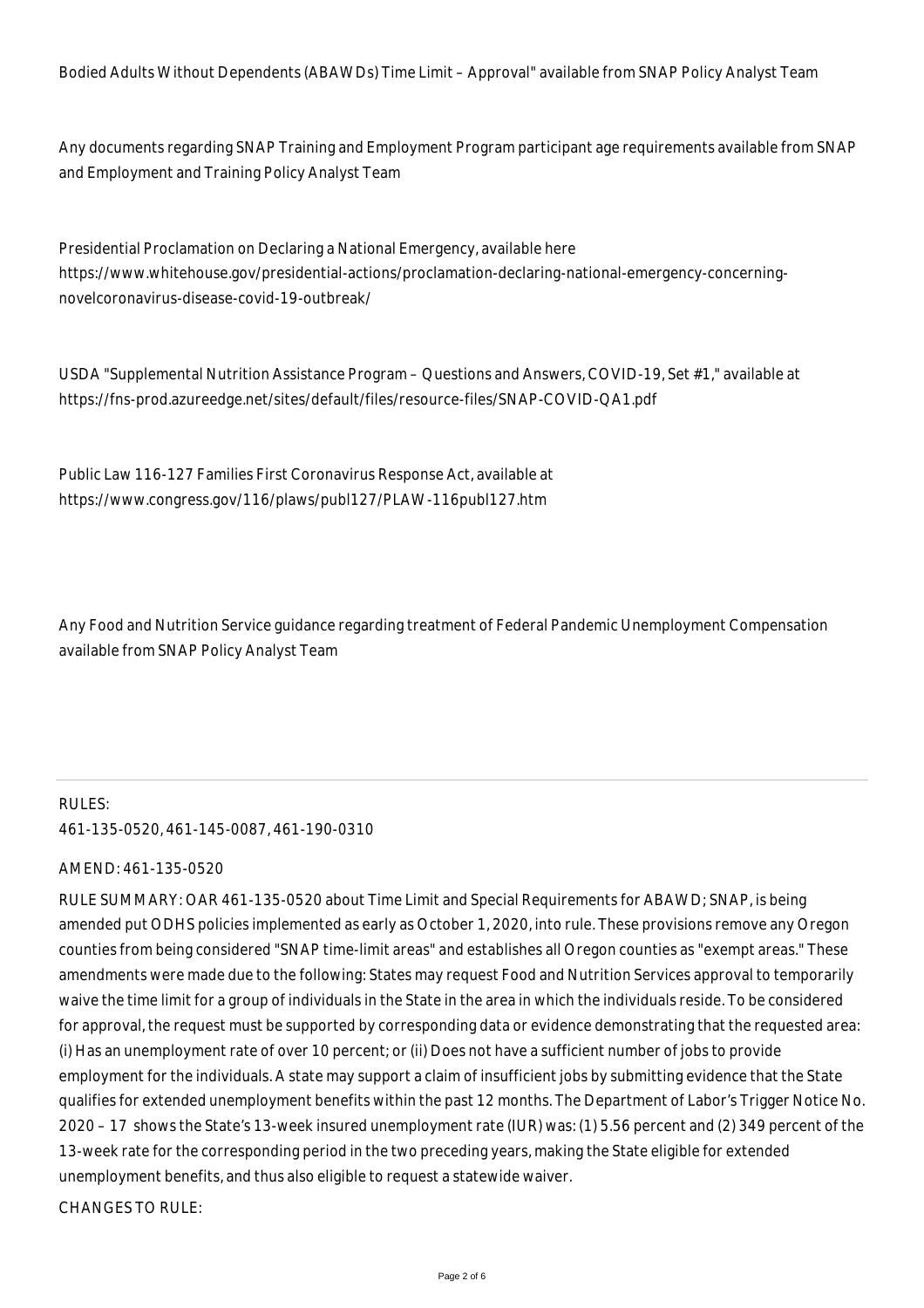Bodied Adults Without Dependents (ABAWDs) Time Limit – Approval" available from SNAP Policy Analyst Team

Any documents regarding SNAP Training and Employment Program participant age requirements available from SNAP and Employment and Training Policy Analyst Team

Presidential Proclamation on Declaring a National Emergency, available here https://www.whitehouse.gov/presidential-actions/proclamation-declaring-national-emergency-concerning-novelcoronavirus-disease-covid-19-outbreak/

USDA "Supplemental Nutrition Assistance Program – Questions and Answers, COVID-19, Set #1," available at https://fns-prod.azureedge.net/sites/default/files/resource-files/SNAP-COVID-QA1.pdf

Public Law 116-127 Families First Coronavirus Response Act, available at https://www.congress.gov/116/plaws/publ127/PLAW-116publ127.htm

Any Food and Nutrition Service guidance regarding treatment of Federal Pandemic Unemployment Compensation available from SNAP Policy Analyst Team

---

RULES:
461-135-0520, 461-145-0087, 461-190-0310

AMEND: 461-135-0520

RULE SUMMARY: OAR 461-135-0520 about Time Limit and Special Requirements for ABAWD; SNAP, is being amended put ODHS policies implemented as early as October 1, 2020, into rule. These provisions remove any Oregon counties from being considered "SNAP time-limit areas" and establishes all Oregon counties as "exempt areas." These amendments were made due to the following: States may request Food and Nutrition Services approval to temporarily waive the time limit for a group of individuals in the State in the area in which the individuals reside. To be considered for approval, the request must be supported by corresponding data or evidence demonstrating that the requested area: (i) Has an unemployment rate of over 10 percent; or (ii) Does not have a sufficient number of jobs to provide employment for the individuals. A state may support a claim of insufficient jobs by submitting evidence that the State qualifies for extended unemployment benefits within the past 12 months. The Department of Labor's Trigger Notice No. 2020 – 17 shows the State's 13-week insured unemployment rate (IUR) was: (1) 5.56 percent and (2) 349 percent of the 13-week rate for the corresponding period in the two preceding years, making the State eligible for extended unemployment benefits, and thus also eligible to request a statewide waiver.

CHANGES TO RULE: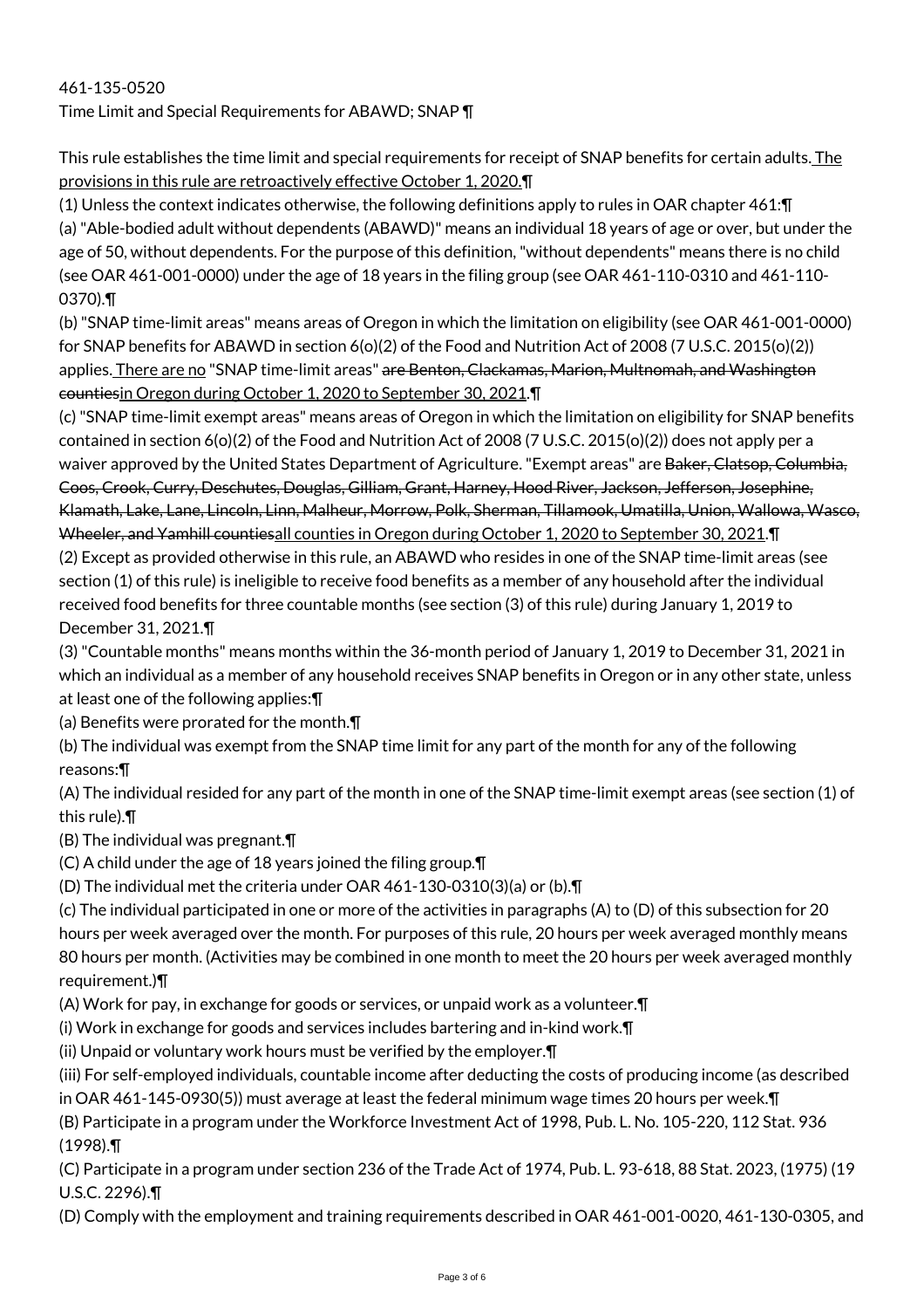461-135-0520

Time Limit and Special Requirements for ABAWD; SNAP ¶

This rule establishes the time limit and special requirements for receipt of SNAP benefits for certain adults.<u> The provisions in this rule are retroactively effective October 1, 2020.</u>¶

(1) Unless the context indicates otherwise, the following definitions apply to rules in OAR chapter 461:¶

(a) "Able-bodied adult without dependents (ABAWD)" means an individual 18 years of age or over, but under the age of 50, without dependents. For the purpose of this definition, "without dependents" means there is no child (see OAR 461-001-0000) under the age of 18 years in the filing group (see OAR 461-110-0310 and 461-110-0370).¶

(b) "SNAP time-limit areas" means areas of Oregon in which the limitation on eligibility (see OAR 461-001-0000) for SNAP benefits for ABAWD in section 6(o)(2) of the Food and Nutrition Act of 2008 (7 U.S.C. 2015(o)(2)) applies.<u> There are no</u> "SNAP time-limit areas" ~~are Benton, Clackamas, Marion, Multnomah, and Washington counties~~<u>in Oregon during October 1, 2020 to September 30, 2021</u>.¶

(c) "SNAP time-limit exempt areas" means areas of Oregon in which the limitation on eligibility for SNAP benefits contained in section 6(o)(2) of the Food and Nutrition Act of 2008 (7 U.S.C. 2015(o)(2)) does not apply per a waiver approved by the United States Department of Agriculture. "Exempt areas" are ~~Baker, Clatsop, Columbia, Coos, Crook, Curry, Deschutes, Douglas, Gilliam, Grant, Harney, Hood River, Jackson, Jefferson, Josephine, Klamath, Lake, Lane, Lincoln, Linn, Malheur, Morrow, Polk, Sherman, Tillamook, Umatilla, Union, Wallowa, Wasco, Wheeler, and Yamhill counties~~<u>all counties in Oregon during October 1, 2020 to September 30, 2021</u>.¶

(2) Except as provided otherwise in this rule, an ABAWD who resides in one of the SNAP time-limit areas (see section (1) of this rule) is ineligible to receive food benefits as a member of any household after the individual received food benefits for three countable months (see section (3) of this rule) during January 1, 2019 to December 31, 2021.¶

(3) "Countable months" means months within the 36-month period of January 1, 2019 to December 31, 2021 in which an individual as a member of any household receives SNAP benefits in Oregon or in any other state, unless at least one of the following applies:¶

(a) Benefits were prorated for the month.¶

(b) The individual was exempt from the SNAP time limit for any part of the month for any of the following reasons:¶

(A) The individual resided for any part of the month in one of the SNAP time-limit exempt areas (see section (1) of this rule).¶

(B) The individual was pregnant.¶

(C) A child under the age of 18 years joined the filing group.¶

(D) The individual met the criteria under OAR 461-130-0310(3)(a) or (b).¶

(c) The individual participated in one or more of the activities in paragraphs (A) to (D) of this subsection for 20 hours per week averaged over the month. For purposes of this rule, 20 hours per week averaged monthly means 80 hours per month. (Activities may be combined in one month to meet the 20 hours per week averaged monthly requirement.)¶

(A) Work for pay, in exchange for goods or services, or unpaid work as a volunteer.¶

(i) Work in exchange for goods and services includes bartering and in-kind work.¶

(ii) Unpaid or voluntary work hours must be verified by the employer.¶

(iii) For self-employed individuals, countable income after deducting the costs of producing income (as described in OAR 461-145-0930(5)) must average at least the federal minimum wage times 20 hours per week.¶

(B) Participate in a program under the Workforce Investment Act of 1998, Pub. L. No. 105-220, 112 Stat. 936 (1998).¶

(C) Participate in a program under section 236 of the Trade Act of 1974, Pub. L. 93-618, 88 Stat. 2023, (1975) (19 U.S.C. 2296).¶

(D) Comply with the employment and training requirements described in OAR 461-001-0020, 461-130-0305, and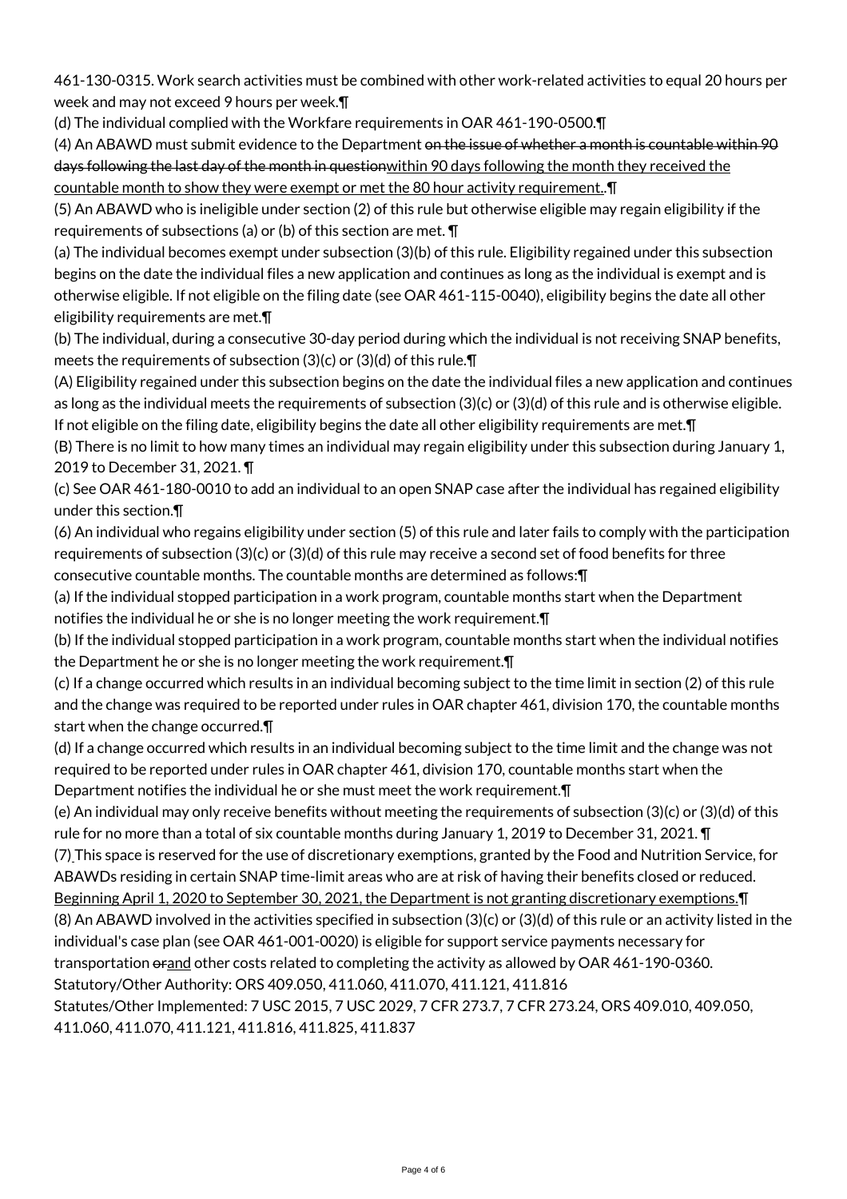461-130-0315. Work search activities must be combined with other work-related activities to equal 20 hours per week and may not exceed 9 hours per week.¶

(d) The individual complied with the Workfare requirements in OAR 461-190-0500.¶

(4) An ABAWD must submit evidence to the Department ~~on the issue of whether a month is countable within 90 days following the last day of the month in question~~<u>within 90 days following the month they received the countable month to show they were exempt or met the 80 hour activity requirement.</u>.¶

(5) An ABAWD who is ineligible under section (2) of this rule but otherwise eligible may regain eligibility if the requirements of subsections (a) or (b) of this section are met. ¶

(a) The individual becomes exempt under subsection (3)(b) of this rule. Eligibility regained under this subsection begins on the date the individual files a new application and continues as long as the individual is exempt and is otherwise eligible. If not eligible on the filing date (see OAR 461-115-0040), eligibility begins the date all other eligibility requirements are met.¶

(b) The individual, during a consecutive 30-day period during which the individual is not receiving SNAP benefits, meets the requirements of subsection (3)(c) or (3)(d) of this rule.¶

(A) Eligibility regained under this subsection begins on the date the individual files a new application and continues as long as the individual meets the requirements of subsection (3)(c) or (3)(d) of this rule and is otherwise eligible. If not eligible on the filing date, eligibility begins the date all other eligibility requirements are met.¶

(B) There is no limit to how many times an individual may regain eligibility under this subsection during January 1, 2019 to December 31, 2021. ¶

(c) See OAR 461-180-0010 to add an individual to an open SNAP case after the individual has regained eligibility under this section.¶

(6) An individual who regains eligibility under section (5) of this rule and later fails to comply with the participation requirements of subsection (3)(c) or (3)(d) of this rule may receive a second set of food benefits for three consecutive countable months. The countable months are determined as follows:¶

(a) If the individual stopped participation in a work program, countable months start when the Department notifies the individual he or she is no longer meeting the work requirement.¶

(b) If the individual stopped participation in a work program, countable months start when the individual notifies the Department he or she is no longer meeting the work requirement.¶

(c) If a change occurred which results in an individual becoming subject to the time limit in section (2) of this rule and the change was required to be reported under rules in OAR chapter 461, division 170, the countable months start when the change occurred.¶

(d) If a change occurred which results in an individual becoming subject to the time limit and the change was not required to be reported under rules in OAR chapter 461, division 170, countable months start when the Department notifies the individual he or she must meet the work requirement.¶

(e) An individual may only receive benefits without meeting the requirements of subsection (3)(c) or (3)(d) of this rule for no more than a total of six countable months during January 1, 2019 to December 31, 2021. ¶

(7) This space is reserved for the use of discretionary exemptions, granted by the Food and Nutrition Service, for ABAWDs residing in certain SNAP time-limit areas who are at risk of having their benefits closed or reduced. <u>Beginning April 1, 2020 to September 30, 2021, the Department is not granting discretionary exemptions.</u>¶

(8) An ABAWD involved in the activities specified in subsection (3)(c) or (3)(d) of this rule or an activity listed in the individual's case plan (see OAR 461-001-0020) is eligible for support service payments necessary for transportation ~~or~~<u>and</u> other costs related to completing the activity as allowed by OAR 461-190-0360.

Statutory/Other Authority: ORS 409.050, 411.060, 411.070, 411.121, 411.816

Statutes/Other Implemented: 7 USC 2015, 7 USC 2029, 7 CFR 273.7, 7 CFR 273.24, ORS 409.010, 409.050, 411.060, 411.070, 411.121, 411.816, 411.825, 411.837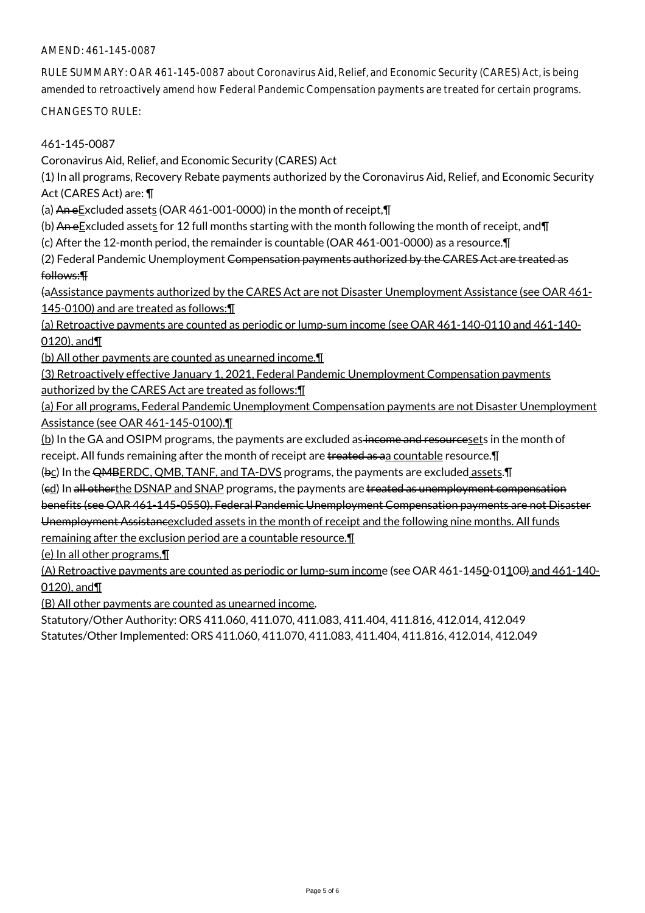AMEND: 461-145-0087

RULE SUMMARY: OAR 461-145-0087 about Coronavirus Aid, Relief, and Economic Security (CARES) Act, is being amended to retroactively amend how Federal Pandemic Compensation payments are treated for certain programs.

CHANGES TO RULE:

461-145-0087

Coronavirus Aid, Relief, and Economic Security (CARES) Act

(1) In all programs, Recovery Rebate payments authorized by the Coronavirus Aid, Relief, and Economic Security Act (CARES Act) are: ¶

(a) An eExcluded assets (OAR 461-001-0000) in the month of receipt,¶

(b) An eExcluded assets for 12 full months starting with the month following the month of receipt, and¶

(c) After the 12-month period, the remainder is countable (OAR 461-001-0000) as a resource.¶

(2) Federal Pandemic Unemployment Compensation payments authorized by the CARES Act are treated as follows:¶

(aAssistance payments authorized by the CARES Act are not Disaster Unemployment Assistance (see OAR 461-145-0100) and are treated as follows:¶

(a) Retroactive payments are counted as periodic or lump-sum income (see OAR 461-140-0110 and 461-140-0120), and¶

(b) All other payments are counted as unearned income.¶

(3) Retroactively effective January 1, 2021, Federal Pandemic Unemployment Compensation payments authorized by the CARES Act are treated as follows:¶

(a) For all programs, Federal Pandemic Unemployment Compensation payments are not Disaster Unemployment Assistance (see OAR 461-145-0100).¶

(b) In the GA and OSIPM programs, the payments are excluded as income and resourcesets in the month of receipt. All funds remaining after the month of receipt are treated as aa countable resource.¶

(bc) In the QMBERDC, QMB, TANF, and TA-DVS programs, the payments are excluded assets.¶

(cd) In all otherthe DSNAP and SNAP programs, the payments are treated as unemployment compensation benefits (see OAR 461-145-0550). Federal Pandemic Unemployment Compensation payments are not Disaster Unemployment Assistanceexcluded assets in the month of receipt and the following nine months. All funds remaining after the exclusion period are a countable resource.¶

(e) In all other programs,¶

(A) Retroactive payments are counted as periodic or lump-sum income (see OAR 461-1450-01100) and 461-140-0120), and¶

(B) All other payments are counted as unearned income.

Statutory/Other Authority: ORS 411.060, 411.070, 411.083, 411.404, 411.816, 412.014, 412.049

Statutes/Other Implemented: ORS 411.060, 411.070, 411.083, 411.404, 411.816, 412.014, 412.049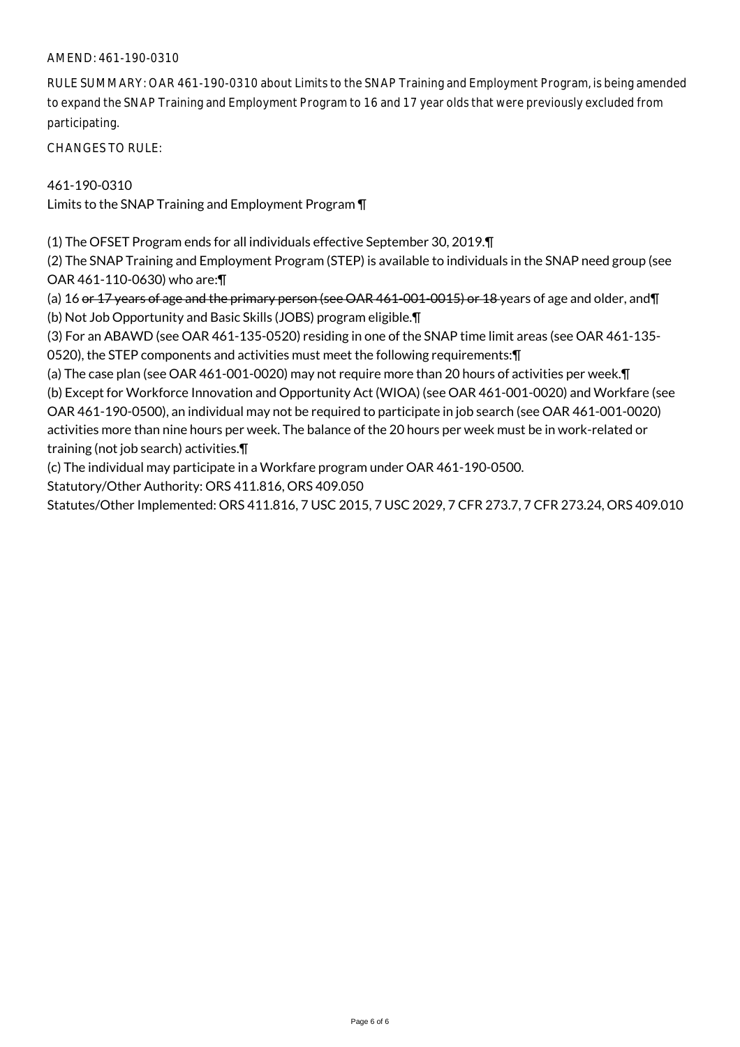AMEND: 461-190-0310

RULE SUMMARY: OAR 461-190-0310 about Limits to the SNAP Training and Employment Program, is being amended to expand the SNAP Training and Employment Program to 16 and 17 year olds that were previously excluded from participating.

CHANGES TO RULE:

461-190-0310
Limits to the SNAP Training and Employment Program ¶

(1) The OFSET Program ends for all individuals effective September 30, 2019.¶
(2) The SNAP Training and Employment Program (STEP) is available to individuals in the SNAP need group (see OAR 461-110-0630) who are:¶
(a) 16 ~~or 17 years of age and the primary person (see OAR 461-001-0015) or 18~~ years of age and older, and¶
(b) Not Job Opportunity and Basic Skills (JOBS) program eligible.¶
(3) For an ABAWD (see OAR 461-135-0520) residing in one of the SNAP time limit areas (see OAR 461-135-0520), the STEP components and activities must meet the following requirements:¶
(a) The case plan (see OAR 461-001-0020) may not require more than 20 hours of activities per week.¶
(b) Except for Workforce Innovation and Opportunity Act (WIOA) (see OAR 461-001-0020) and Workfare (see OAR 461-190-0500), an individual may not be required to participate in job search (see OAR 461-001-0020) activities more than nine hours per week. The balance of the 20 hours per week must be in work-related or training (not job search) activities.¶
(c) The individual may participate in a Workfare program under OAR 461-190-0500.
Statutory/Other Authority: ORS 411.816, ORS 409.050
Statutes/Other Implemented: ORS 411.816, 7 USC 2015, 7 USC 2029, 7 CFR 273.7, 7 CFR 273.24, ORS 409.010